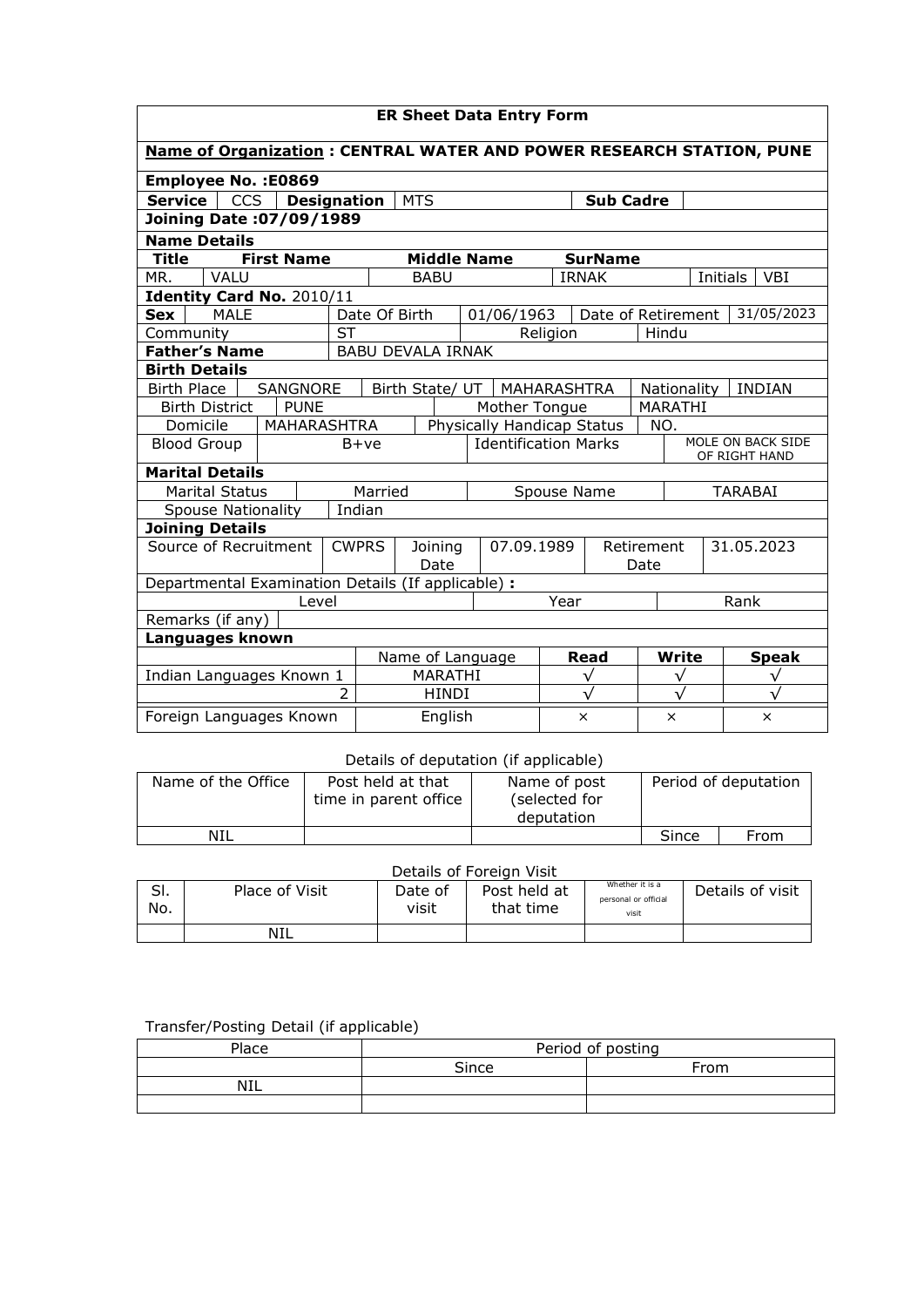# ER Sheet Data Entry Form

**Name of Organization : CENTRAL WATER AND POWER RESEARCH STATION, PUNE**

**Employee No. :E0869**

| **Service** | CCS | **Designation** | MTS | **Sub Cadre** | |
|---|---|---|---|---|---|

**Joining Date :07/09/1989**

**Name Details**

| **Title** | **First Name** | **Middle Name** | **SurName** | | |
|---|---|---|---|---|---|
| MR. | VALU | BABU | IRNAK | Initials | VBI |

**Identity Card No.** 2010/11

| **Sex** | MALE | Date Of Birth | 01/06/1963 | Date of Retirement | 31/05/2023 |
|---|---|---|---|---|---|
| Community | ST | Religion | Hindu | | |

| **Father's Name** | BABU DEVALA IRNAK |
|---|---|

**Birth Details**

| Birth Place | SANGNORE | Birth State/ UT | MAHARASHTRA | Nationality | INDIAN |
|---|---|---|---|---|---|
| Birth District | PUNE | Mother Tongue | MARATHI | | |
| Domicile | MAHARASHTRA | Physically Handicap Status | NO. | | |
| Blood Group | B+ve | Identification Marks | MOLE ON BACK SIDE OF RIGHT HAND | | |

**Marital Details**

| Marital Status | Married | Spouse Name | TARABAI |
|---|---|---|---|
| Spouse Nationality | Indian | | |

**Joining Details**

| Source of Recruitment | CWPRS | Joining Date | 07.09.1989 | Retirement Date | 31.05.2023 |
|---|---|---|---|---|---|

Departmental Examination Details (If applicable) **:**

| Level | Year | Rank |
|---|---|---|
| | | |

Remarks (if any)

**Languages known**

| | | Name of Language | **Read** | **Write** | **Speak** |
|---|---|---|---|---|---|
| Indian Languages Known | 1 | MARATHI | √ | √ | √ |
| | 2 | HINDI | √ | √ | √ |
| Foreign Languages Known | | English | × | × | × |

Details of deputation (if applicable)

| Name of the Office | Post held at that time in parent office | Name of post (selected for deputation | Period of deputation | |
|---|---|---|---|---|
| | | | Since | From |
| NIL | | | | |

Details of Foreign Visit

| Sl. No. | Place of Visit | Date of visit | Post held at that time | Whether it is a personal or official visit | Details of visit |
|---|---|---|---|---|---|
| | NIL | | | | |

Transfer/Posting Detail (if applicable)

| Place | Period of posting | |
|---|---|---|
| | Since | From |
| NIL | | |
| | | |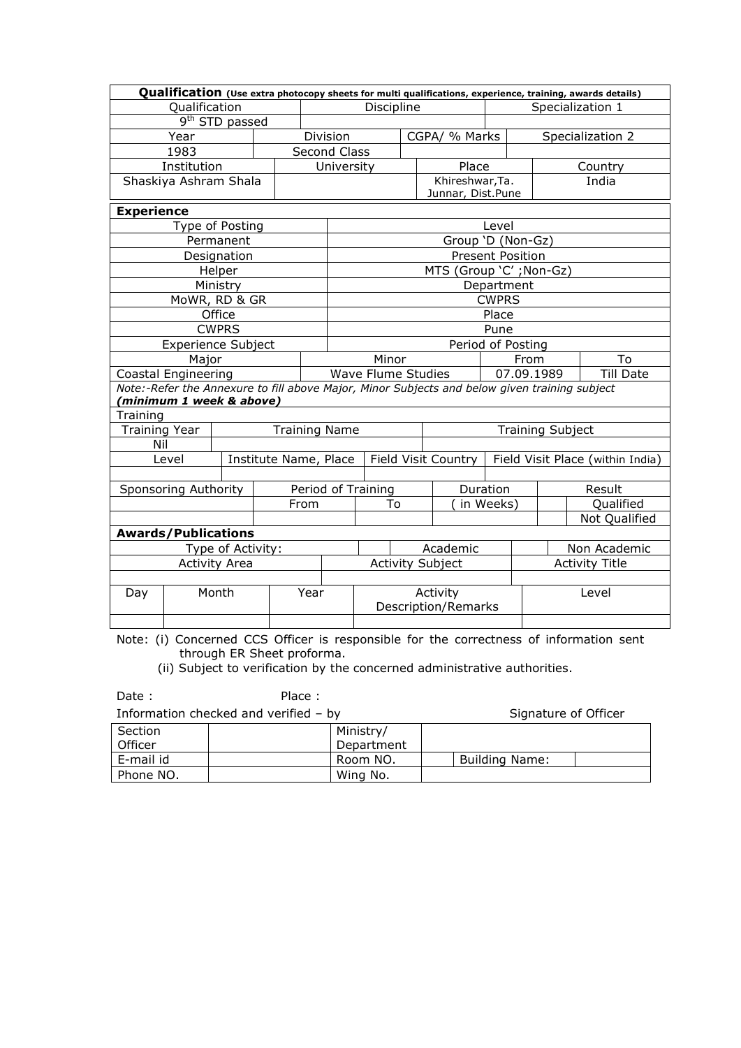**Qualification** (Use extra photocopy sheets for multi qualifications, experience, training, awards details)

| Qualification | Discipline | Specialization 1 |
|---|---|---|
| 9th STD passed | | |

| Year | Division | CGPA/ % Marks | Specialization 2 |
|---|---|---|---|
| 1983 | Second Class | | |

| Institution | University | Place | Country |
|---|---|---|---|
| Shaskiya Ashram Shala | | Khireshwar,Ta. Junnar, Dist.Pune | India |

**Experience**

| Type of Posting | Level |
|---|---|
| Permanent | Group 'D (Non-Gz) |
| Designation | Present Position |
| Helper | MTS (Group 'C' ;Non-Gz) |
| Ministry | Department |
| MoWR, RD & GR | CWPRS |
| Office | Place |
| CWPRS | Pune |
| Experience Subject | Period of Posting |

| Major | Minor | From | To |
|---|---|---|---|
| Coastal Engineering | Wave Flume Studies | 07.09.1989 | Till Date |

*Note:-Refer the Annexure to fill above Major, Minor Subjects and below given training subject* ***(minimum 1 week & above)***

Training

| Training Year | Training Name | Training Subject |
|---|---|---|
| Nil | | |

| Level | Institute Name, Place | Field Visit Country | Field Visit Place (within India) |
|---|---|---|---|
| | | | |

| Sponsoring Authority | Period of Training | | Duration | Result | |
|---|---|---|---|---|---|
| | From | To | ( in Weeks) | | Qualified |
| | | | | | Not Qualified |

**Awards/Publications**

| Type of Activity: | | Academic | | Non Academic |
|---|---|---|---|---|

| Activity Area | Activity Subject | Activity Title |
|---|---|---|
| | | |

| Day | Month | Year | Activity Description/Remarks | Level |
|---|---|---|---|---|
| | | | | |

Note: (i) Concerned CCS Officer is responsible for the correctness of information sent through ER Sheet proforma.
(ii) Subject to verification by the concerned administrative authorities.

Date : Place :

Information checked and verified – by Signature of Officer

| | | | | | |
|---|---|---|---|---|---|
| Section Officer | | Ministry/ Department | | | |
| E-mail id | | Room NO. | | Building Name: | |
| Phone NO. | | Wing No. | | | |